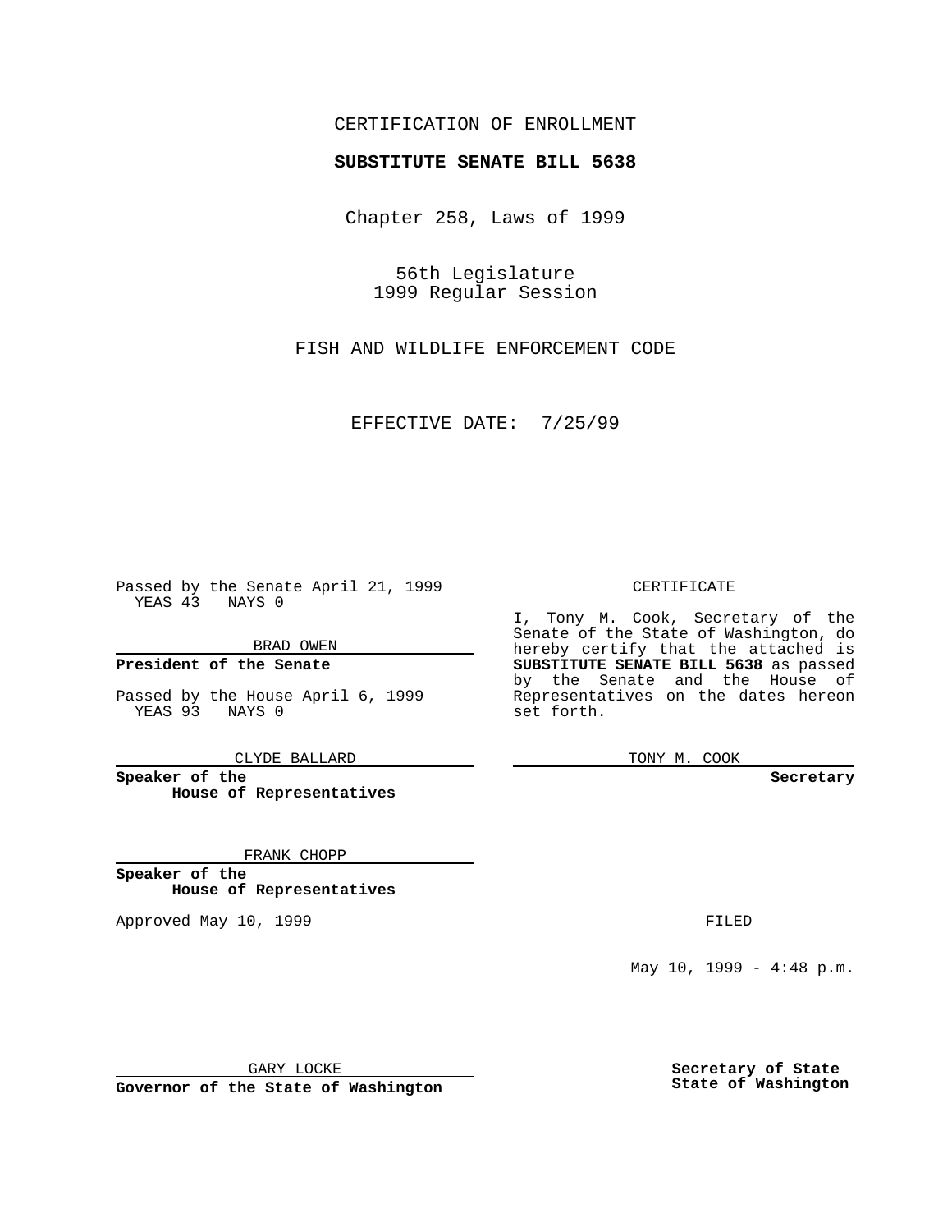CERTIFICATION OF ENROLLMENT

**SUBSTITUTE SENATE BILL 5638**

Chapter 258, Laws of 1999

56th Legislature
1999 Regular Session

FISH AND WILDLIFE ENFORCEMENT CODE

EFFECTIVE DATE: 7/25/99

Passed by the Senate April 21, 1999
YEAS 43 NAYS 0

BRAD OWEN

**President of the Senate**

Passed by the House April 6, 1999
YEAS 93 NAYS 0

CLYDE BALLARD

**Speaker of the House of Representatives**

FRANK CHOPP

**Speaker of the House of Representatives**

Approved May 10, 1999

GARY LOCKE

**Governor of the State of Washington**

CERTIFICATE

I, Tony M. Cook, Secretary of the Senate of the State of Washington, do hereby certify that the attached is **SUBSTITUTE SENATE BILL 5638** as passed by the Senate and the House of Representatives on the dates hereon set forth.

TONY M. COOK

**Secretary**

FILED

May 10, 1999 - 4:48 p.m.

**Secretary of State State of Washington**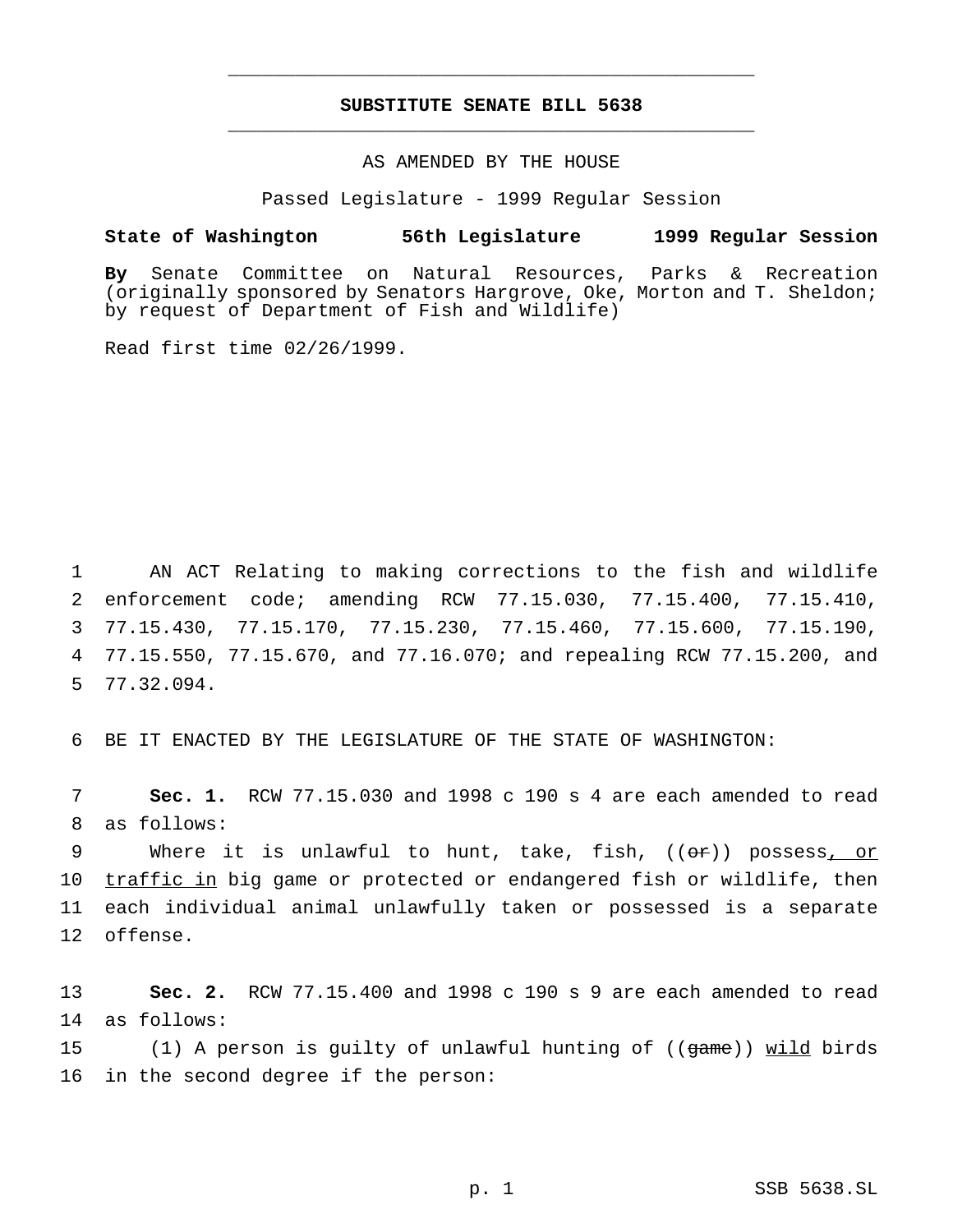**SUBSTITUTE SENATE BILL 5638**

AS AMENDED BY THE HOUSE

Passed Legislature - 1999 Regular Session

**State of Washington 56th Legislature 1999 Regular Session**

**By** Senate Committee on Natural Resources, Parks & Recreation (originally sponsored by Senators Hargrove, Oke, Morton and T. Sheldon; by request of Department of Fish and Wildlife)

Read first time 02/26/1999.

AN ACT Relating to making corrections to the fish and wildlife enforcement code; amending RCW 77.15.030, 77.15.400, 77.15.410, 77.15.430, 77.15.170, 77.15.230, 77.15.460, 77.15.600, 77.15.190, 77.15.550, 77.15.670, and 77.16.070; and repealing RCW 77.15.200, and 77.32.094.

BE IT ENACTED BY THE LEGISLATURE OF THE STATE OF WASHINGTON:

**Sec. 1.** RCW 77.15.030 and 1998 c 190 s 4 are each amended to read as follows:

Where it is unlawful to hunt, take, fish, ((~~or~~)) possess, or traffic in big game or protected or endangered fish or wildlife, then each individual animal unlawfully taken or possessed is a separate offense.

**Sec. 2.** RCW 77.15.400 and 1998 c 190 s 9 are each amended to read as follows:

(1) A person is guilty of unlawful hunting of ((~~game~~)) wild birds in the second degree if the person: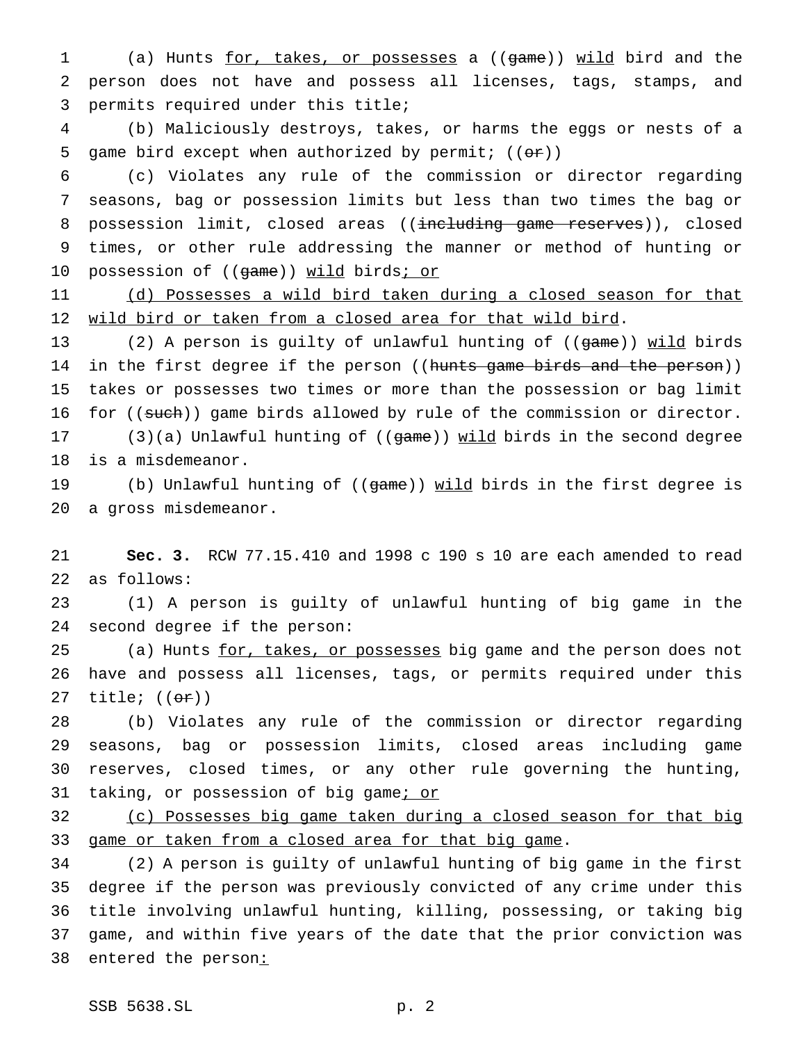(a) Hunts for, takes, or possesses a ((game)) wild bird and the person does not have and possess all licenses, tags, stamps, and permits required under this title;

(b) Maliciously destroys, takes, or harms the eggs or nests of a game bird except when authorized by permit; ((or))

(c) Violates any rule of the commission or director regarding seasons, bag or possession limits but less than two times the bag or possession limit, closed areas ((including game reserves)), closed times, or other rule addressing the manner or method of hunting or possession of ((game)) wild birds; or

(d) Possesses a wild bird taken during a closed season for that wild bird or taken from a closed area for that wild bird.

(2) A person is guilty of unlawful hunting of ((game)) wild birds in the first degree if the person ((hunts game birds and the person)) takes or possesses two times or more than the possession or bag limit for ((such)) game birds allowed by rule of the commission or director.

(3)(a) Unlawful hunting of ((game)) wild birds in the second degree is a misdemeanor.

(b) Unlawful hunting of ((game)) wild birds in the first degree is a gross misdemeanor.

**Sec. 3.** RCW 77.15.410 and 1998 c 190 s 10 are each amended to read as follows:

(1) A person is guilty of unlawful hunting of big game in the second degree if the person:

(a) Hunts for, takes, or possesses big game and the person does not have and possess all licenses, tags, or permits required under this title; ((or))

(b) Violates any rule of the commission or director regarding seasons, bag or possession limits, closed areas including game reserves, closed times, or any other rule governing the hunting, taking, or possession of big game; or

(c) Possesses big game taken during a closed season for that big game or taken from a closed area for that big game.

(2) A person is guilty of unlawful hunting of big game in the first degree if the person was previously convicted of any crime under this title involving unlawful hunting, killing, possessing, or taking big game, and within five years of the date that the prior conviction was entered the person: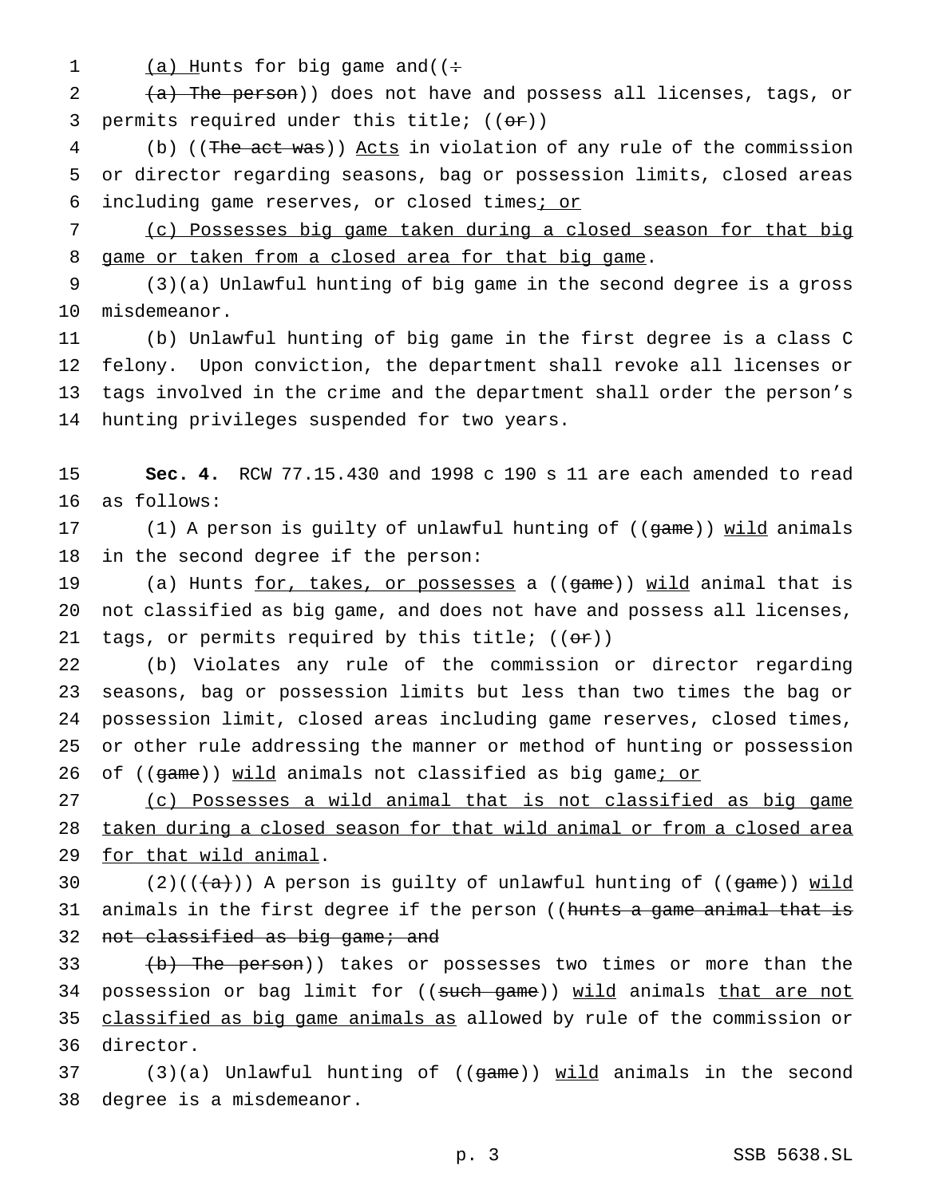(a) Hunts for big game and((:

(a) The person)) does not have and possess all licenses, tags, or permits required under this title; ((or))

(b) ((The act was)) Acts in violation of any rule of the commission or director regarding seasons, bag or possession limits, closed areas including game reserves, or closed times; or

(c) Possesses big game taken during a closed season for that big game or taken from a closed area for that big game.

(3)(a) Unlawful hunting of big game in the second degree is a gross misdemeanor.

(b) Unlawful hunting of big game in the first degree is a class C felony. Upon conviction, the department shall revoke all licenses or tags involved in the crime and the department shall order the person's hunting privileges suspended for two years.

**Sec. 4.** RCW 77.15.430 and 1998 c 190 s 11 are each amended to read as follows:

(1) A person is guilty of unlawful hunting of ((game)) wild animals in the second degree if the person:

(a) Hunts for, takes, or possesses a ((game)) wild animal that is not classified as big game, and does not have and possess all licenses, tags, or permits required by this title; ((or))

(b) Violates any rule of the commission or director regarding seasons, bag or possession limits but less than two times the bag or possession limit, closed areas including game reserves, closed times, or other rule addressing the manner or method of hunting or possession of ((game)) wild animals not classified as big game; or

(c) Possesses a wild animal that is not classified as big game taken during a closed season for that wild animal or from a closed area for that wild animal.

(2)(((a))) A person is guilty of unlawful hunting of ((game)) wild animals in the first degree if the person ((hunts a game animal that is not classified as big game; and

(b) The person)) takes or possesses two times or more than the possession or bag limit for ((such game)) wild animals that are not classified as big game animals as allowed by rule of the commission or director.

(3)(a) Unlawful hunting of ((game)) wild animals in the second degree is a misdemeanor.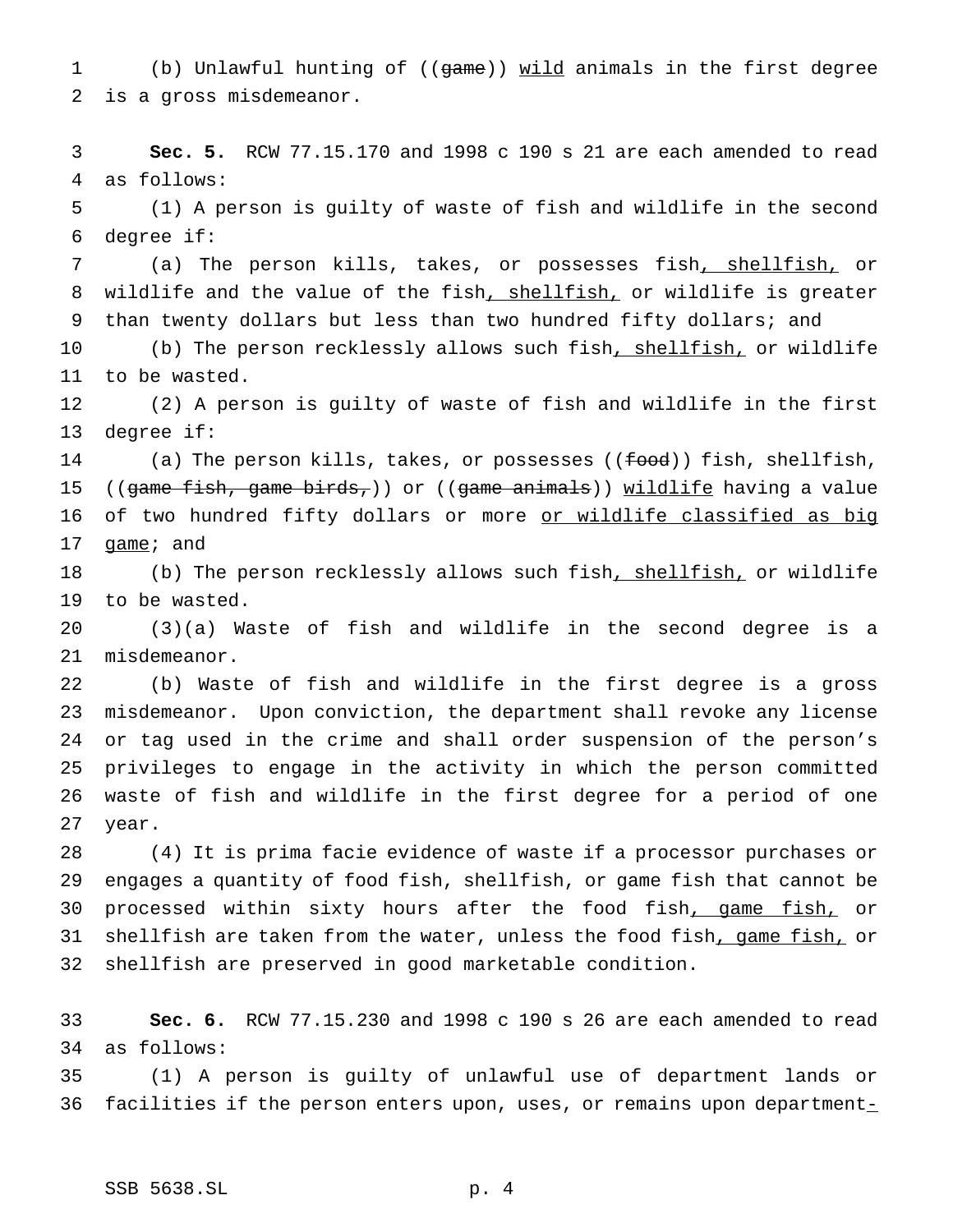(b) Unlawful hunting of ((~~game~~)) <u>wild</u> animals in the first degree is a gross misdemeanor.

**Sec. 5.** RCW 77.15.170 and 1998 c 190 s 21 are each amended to read as follows:

(1) A person is guilty of waste of fish and wildlife in the second degree if:

(a) The person kills, takes, or possesses fish<u>, shellfish,</u> or wildlife and the value of the fish<u>, shellfish,</u> or wildlife is greater than twenty dollars but less than two hundred fifty dollars; and

(b) The person recklessly allows such fish<u>, shellfish,</u> or wildlife to be wasted.

(2) A person is guilty of waste of fish and wildlife in the first degree if:

(a) The person kills, takes, or possesses ((~~food~~)) fish, shellfish, ((~~game fish, game birds,~~)) or ((~~game animals~~)) <u>wildlife</u> having a value of two hundred fifty dollars or more <u>or wildlife classified as big game</u>; and

(b) The person recklessly allows such fish<u>, shellfish,</u> or wildlife to be wasted.

(3)(a) Waste of fish and wildlife in the second degree is a misdemeanor.

(b) Waste of fish and wildlife in the first degree is a gross misdemeanor. Upon conviction, the department shall revoke any license or tag used in the crime and shall order suspension of the person's privileges to engage in the activity in which the person committed waste of fish and wildlife in the first degree for a period of one year.

(4) It is prima facie evidence of waste if a processor purchases or engages a quantity of food fish, shellfish, or game fish that cannot be processed within sixty hours after the food fish<u>, game fish,</u> or shellfish are taken from the water, unless the food fish<u>, game fish,</u> or shellfish are preserved in good marketable condition.

**Sec. 6.** RCW 77.15.230 and 1998 c 190 s 26 are each amended to read as follows:

(1) A person is guilty of unlawful use of department lands or facilities if the person enters upon, uses, or remains upon department<u>-</u>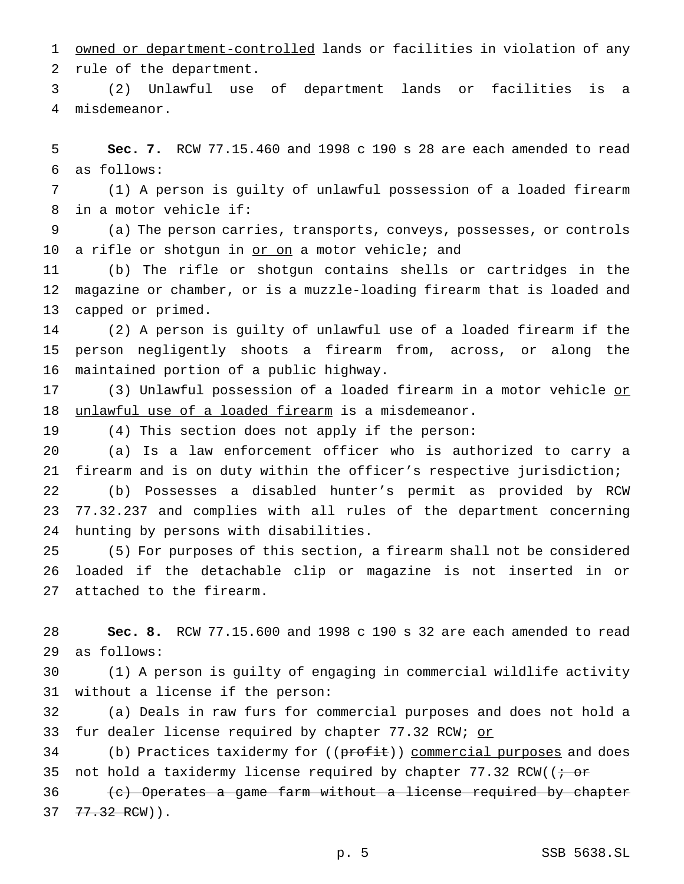owned or department-controlled lands or facilities in violation of any rule of the department.

(2) Unlawful use of department lands or facilities is a misdemeanor.

**Sec. 7.** RCW 77.15.460 and 1998 c 190 s 28 are each amended to read as follows:

(1) A person is guilty of unlawful possession of a loaded firearm in a motor vehicle if:

(a) The person carries, transports, conveys, possesses, or controls a rifle or shotgun in or on a motor vehicle; and

(b) The rifle or shotgun contains shells or cartridges in the magazine or chamber, or is a muzzle-loading firearm that is loaded and capped or primed.

(2) A person is guilty of unlawful use of a loaded firearm if the person negligently shoots a firearm from, across, or along the maintained portion of a public highway.

(3) Unlawful possession of a loaded firearm in a motor vehicle or unlawful use of a loaded firearm is a misdemeanor.

(4) This section does not apply if the person:

(a) Is a law enforcement officer who is authorized to carry a firearm and is on duty within the officer's respective jurisdiction;

(b) Possesses a disabled hunter's permit as provided by RCW 77.32.237 and complies with all rules of the department concerning hunting by persons with disabilities.

(5) For purposes of this section, a firearm shall not be considered loaded if the detachable clip or magazine is not inserted in or attached to the firearm.

**Sec. 8.** RCW 77.15.600 and 1998 c 190 s 32 are each amended to read as follows:

(1) A person is guilty of engaging in commercial wildlife activity without a license if the person:

(a) Deals in raw furs for commercial purposes and does not hold a fur dealer license required by chapter 77.32 RCW; or

(b) Practices taxidermy for ((~~profit~~)) commercial purposes and does not hold a taxidermy license required by chapter 77.32 RCW((~~; or~~

~~(c) Operates a game farm without a license required by chapter 77.32 RCW~~)).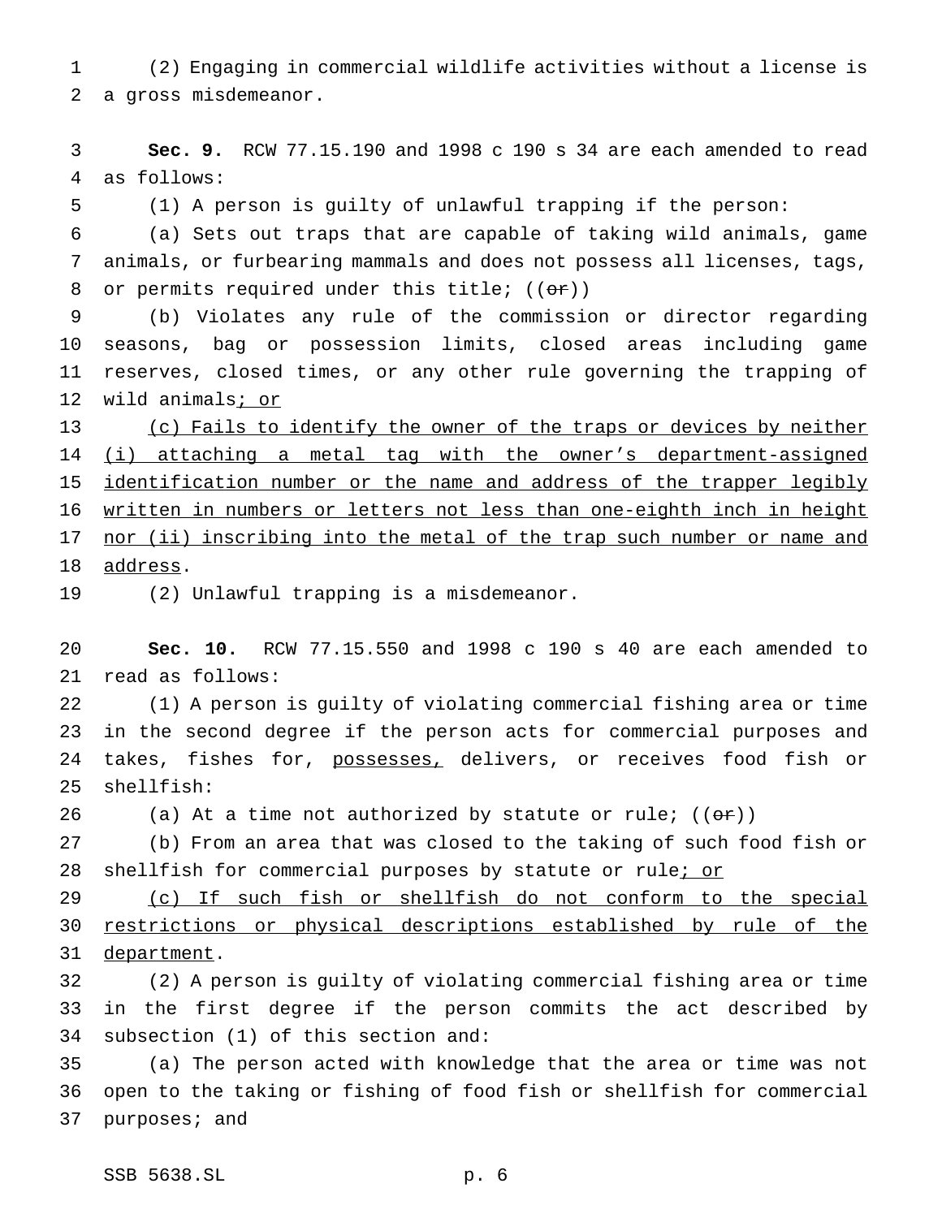(2) Engaging in commercial wildlife activities without a license is a gross misdemeanor.

**Sec. 9.** RCW 77.15.190 and 1998 c 190 s 34 are each amended to read as follows:

(1) A person is guilty of unlawful trapping if the person:

(a) Sets out traps that are capable of taking wild animals, game animals, or furbearing mammals and does not possess all licenses, tags, or permits required under this title; ((~~or~~))

(b) Violates any rule of the commission or director regarding seasons, bag or possession limits, closed areas including game reserves, closed times, or any other rule governing the trapping of wild animals<u>; or</u>

<u>(c) Fails to identify the owner of the traps or devices by neither (i) attaching a metal tag with the owner's department-assigned identification number or the name and address of the trapper legibly written in numbers or letters not less than one-eighth inch in height nor (ii) inscribing into the metal of the trap such number or name and address</u>.

(2) Unlawful trapping is a misdemeanor.

**Sec. 10.** RCW 77.15.550 and 1998 c 190 s 40 are each amended to read as follows:

(1) A person is guilty of violating commercial fishing area or time in the second degree if the person acts for commercial purposes and takes, fishes for, <u>possesses,</u> delivers, or receives food fish or shellfish:

(a) At a time not authorized by statute or rule; ((~~or~~))

(b) From an area that was closed to the taking of such food fish or shellfish for commercial purposes by statute or rule<u>; or</u>

<u>(c) If such fish or shellfish do not conform to the special restrictions or physical descriptions established by rule of the department</u>.

(2) A person is guilty of violating commercial fishing area or time in the first degree if the person commits the act described by subsection (1) of this section and:

(a) The person acted with knowledge that the area or time was not open to the taking or fishing of food fish or shellfish for commercial purposes; and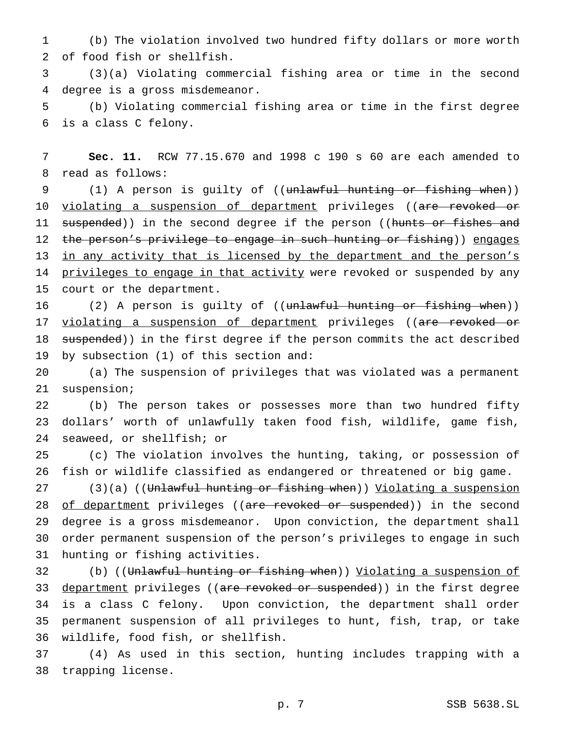(b) The violation involved two hundred fifty dollars or more worth of food fish or shellfish.

(3)(a) Violating commercial fishing area or time in the second degree is a gross misdemeanor.

(b) Violating commercial fishing area or time in the first degree is a class C felony.

**Sec. 11.** RCW 77.15.670 and 1998 c 190 s 60 are each amended to read as follows:

(1) A person is guilty of ((~~unlawful hunting or fishing when~~)) violating a suspension of department privileges ((~~are revoked or suspended~~)) in the second degree if the person ((~~hunts or fishes and the person's privilege to engage in such hunting or fishing~~)) engages in any activity that is licensed by the department and the person's privileges to engage in that activity were revoked or suspended by any court or the department.

(2) A person is guilty of ((~~unlawful hunting or fishing when~~)) violating a suspension of department privileges ((~~are revoked or suspended~~)) in the first degree if the person commits the act described by subsection (1) of this section and:

(a) The suspension of privileges that was violated was a permanent suspension;

(b) The person takes or possesses more than two hundred fifty dollars' worth of unlawfully taken food fish, wildlife, game fish, seaweed, or shellfish; or

(c) The violation involves the hunting, taking, or possession of fish or wildlife classified as endangered or threatened or big game.

(3)(a) ((~~Unlawful hunting or fishing when~~)) Violating a suspension of department privileges ((~~are revoked or suspended~~)) in the second degree is a gross misdemeanor. Upon conviction, the department shall order permanent suspension of the person's privileges to engage in such hunting or fishing activities.

(b) ((~~Unlawful hunting or fishing when~~)) Violating a suspension of department privileges ((~~are revoked or suspended~~)) in the first degree is a class C felony. Upon conviction, the department shall order permanent suspension of all privileges to hunt, fish, trap, or take wildlife, food fish, or shellfish.

(4) As used in this section, hunting includes trapping with a trapping license.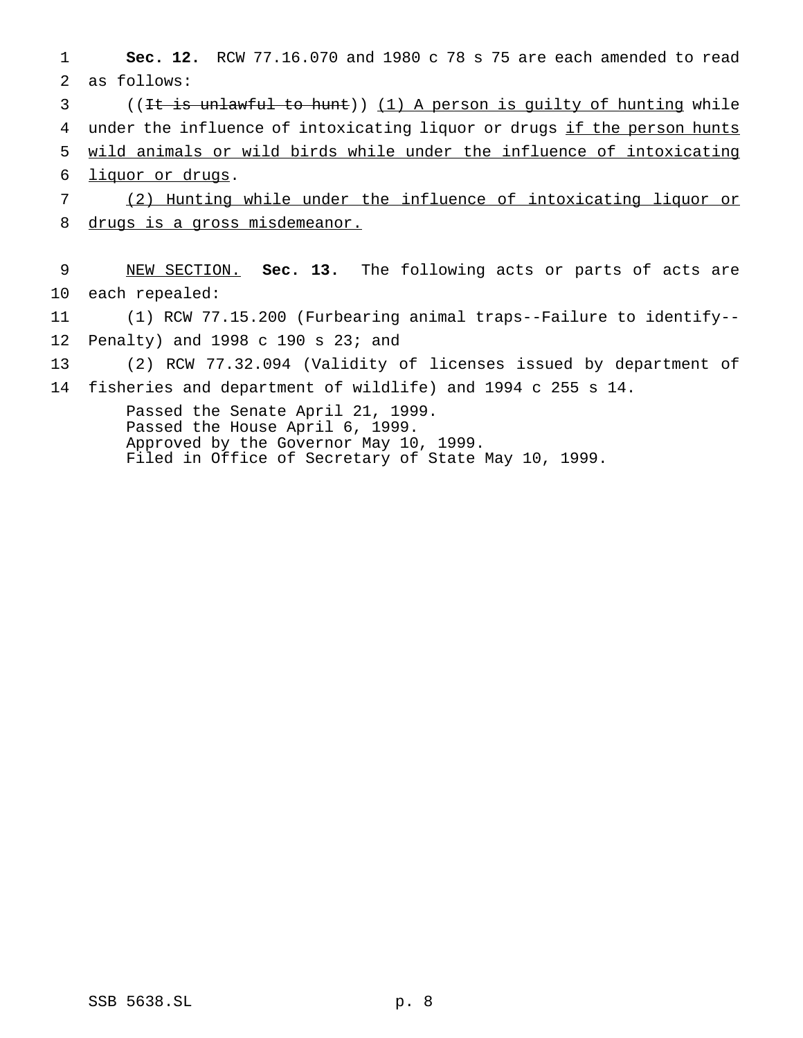**Sec. 12.** RCW 77.16.070 and 1980 c 78 s 75 are each amended to read as follows:

((~~It is unlawful to hunt~~)) <u>(1) A person is guilty of hunting</u> while under the influence of intoxicating liquor or drugs <u>if the person hunts wild animals or wild birds while under the influence of intoxicating liquor or drugs</u>.

<u>(2) Hunting while under the influence of intoxicating liquor or drugs is a gross misdemeanor.</u>

<u>NEW SECTION.</u> **Sec. 13.** The following acts or parts of acts are each repealed:

(1) RCW 77.15.200 (Furbearing animal traps--Failure to identify--Penalty) and 1998 c 190 s 23; and

(2) RCW 77.32.094 (Validity of licenses issued by department of fisheries and department of wildlife) and 1994 c 255 s 14.

Passed the Senate April 21, 1999.
Passed the House April 6, 1999.
Approved by the Governor May 10, 1999.
Filed in Office of Secretary of State May 10, 1999.